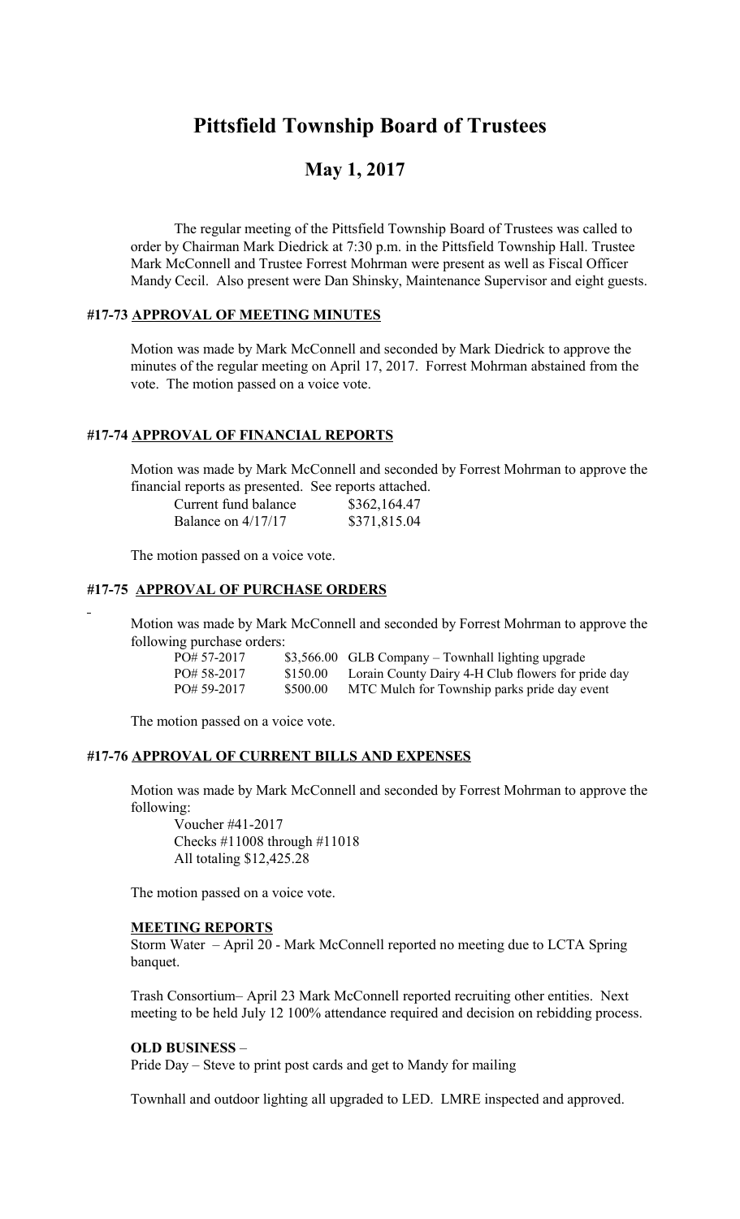# Pittsfield Township Board of Trustees

## May 1, 2017

The regular meeting of the Pittsfield Township Board of Trustees was called to order by Chairman Mark Diedrick at 7:30 p.m. in the Pittsfield Township Hall. Trustee Mark McConnell and Trustee Forrest Mohrman were present as well as Fiscal Officer Mandy Cecil. Also present were Dan Shinsky, Maintenance Supervisor and eight guests.

### #17-73 APPROVAL OF MEETING MINUTES

Motion was made by Mark McConnell and seconded by Mark Diedrick to approve the minutes of the regular meeting on April 17, 2017. Forrest Mohrman abstained from the vote. The motion passed on a voice vote.

### #17-74 APPROVAL OF FINANCIAL REPORTS

Motion was made by Mark McConnell and seconded by Forrest Mohrman to approve the financial reports as presented. See reports attached.

| | |
|---|---|
| Current fund balance | $362,164.47 |
| Balance on 4/17/17 | $371,815.04 |

The motion passed on a voice vote.

### #17-75 APPROVAL OF PURCHASE ORDERS

Motion was made by Mark McConnell and seconded by Forrest Mohrman to approve the following purchase orders:

| | | |
|---|---|---|
| PO# 57-2017 | $3,566.00 | GLB Company – Townhall lighting upgrade |
| PO# 58-2017 | $150.00 | Lorain County Dairy 4-H Club flowers for pride day |
| PO# 59-2017 | $500.00 | MTC Mulch for Township parks pride day event |

The motion passed on a voice vote.

### #17-76 APPROVAL OF CURRENT BILLS AND EXPENSES

Motion was made by Mark McConnell and seconded by Forrest Mohrman to approve the following:

Voucher #41-2017
Checks #11008 through #11018
All totaling $12,425.28

The motion passed on a voice vote.

### MEETING REPORTS

Storm Water – April 20 - Mark McConnell reported no meeting due to LCTA Spring banquet.

Trash Consortium– April 23 Mark McConnell reported recruiting other entities. Next meeting to be held July 12 100% attendance required and decision on rebidding process.

### OLD BUSINESS –

Pride Day – Steve to print post cards and get to Mandy for mailing

Townhall and outdoor lighting all upgraded to LED. LMRE inspected and approved.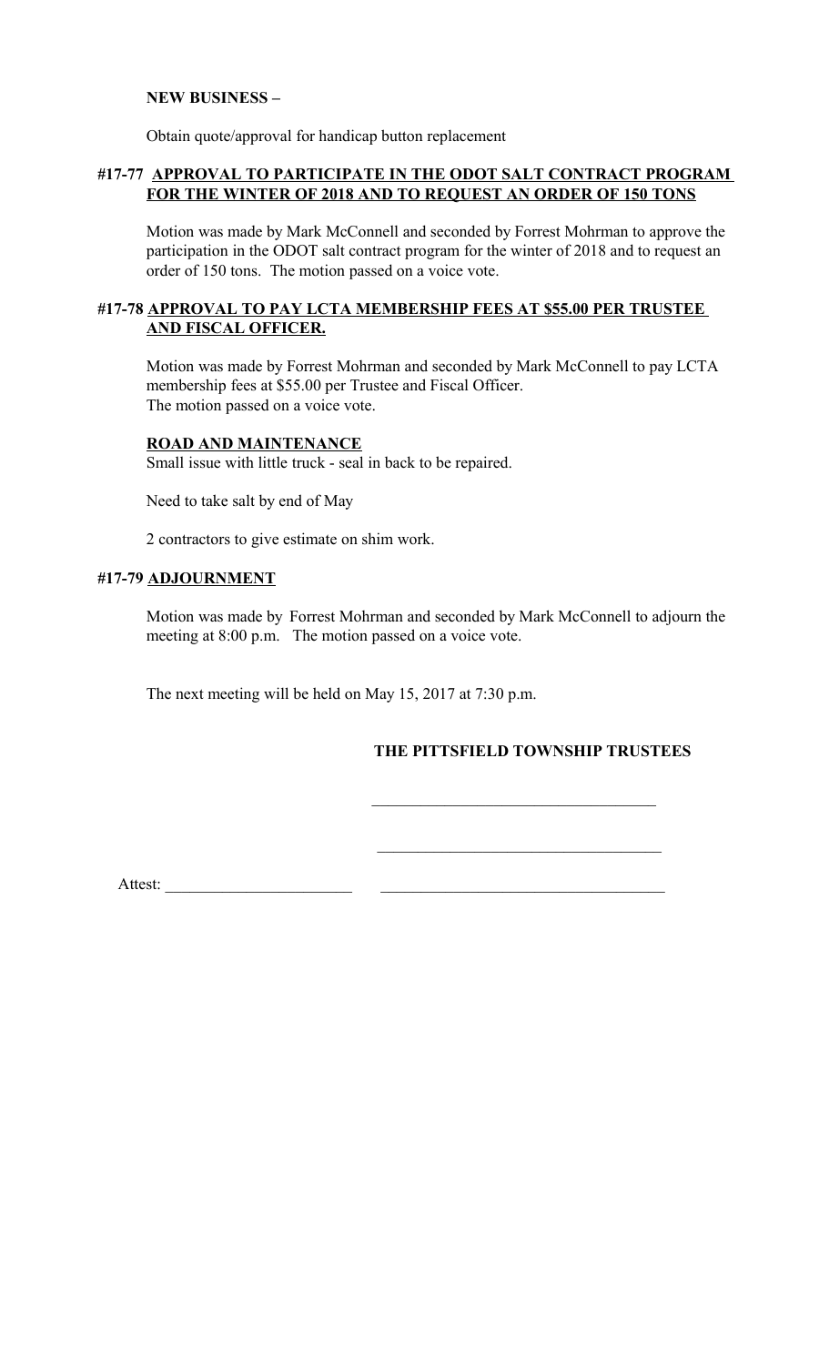**NEW BUSINESS –**

Obtain quote/approval for handicap button replacement

**#17-77 APPROVAL TO PARTICIPATE IN THE ODOT SALT CONTRACT PROGRAM FOR THE WINTER OF 2018 AND TO REQUEST AN ORDER OF 150 TONS**

Motion was made by Mark McConnell and seconded by Forrest Mohrman to approve the participation in the ODOT salt contract program for the winter of 2018 and to request an order of 150 tons. The motion passed on a voice vote.

**#17-78 APPROVAL TO PAY LCTA MEMBERSHIP FEES AT $55.00 PER TRUSTEE AND FISCAL OFFICER.**

Motion was made by Forrest Mohrman and seconded by Mark McConnell to pay LCTA membership fees at $55.00 per Trustee and Fiscal Officer.
The motion passed on a voice vote.

**ROAD AND MAINTENANCE**

Small issue with little truck - seal in back to be repaired.

Need to take salt by end of May

2 contractors to give estimate on shim work.

**#17-79 ADJOURNMENT**

Motion was made by Forrest Mohrman and seconded by Mark McConnell to adjourn the meeting at 8:00 p.m. The motion passed on a voice vote.

The next meeting will be held on May 15, 2017 at 7:30 p.m.

**THE PITTSFIELD TOWNSHIP TRUSTEES**

\_\_\_\_\_\_\_\_\_\_\_\_\_\_\_\_\_\_\_\_\_\_\_\_\_\_\_\_\_\_\_\_\_\_

\_\_\_\_\_\_\_\_\_\_\_\_\_\_\_\_\_\_\_\_\_\_\_\_\_\_\_\_\_\_\_\_\_\_

Attest: \_\_\_\_\_\_\_\_\_\_\_\_\_\_\_\_\_\_\_\_\_\_\_ \_\_\_\_\_\_\_\_\_\_\_\_\_\_\_\_\_\_\_\_\_\_\_\_\_\_\_\_\_\_\_\_\_\_